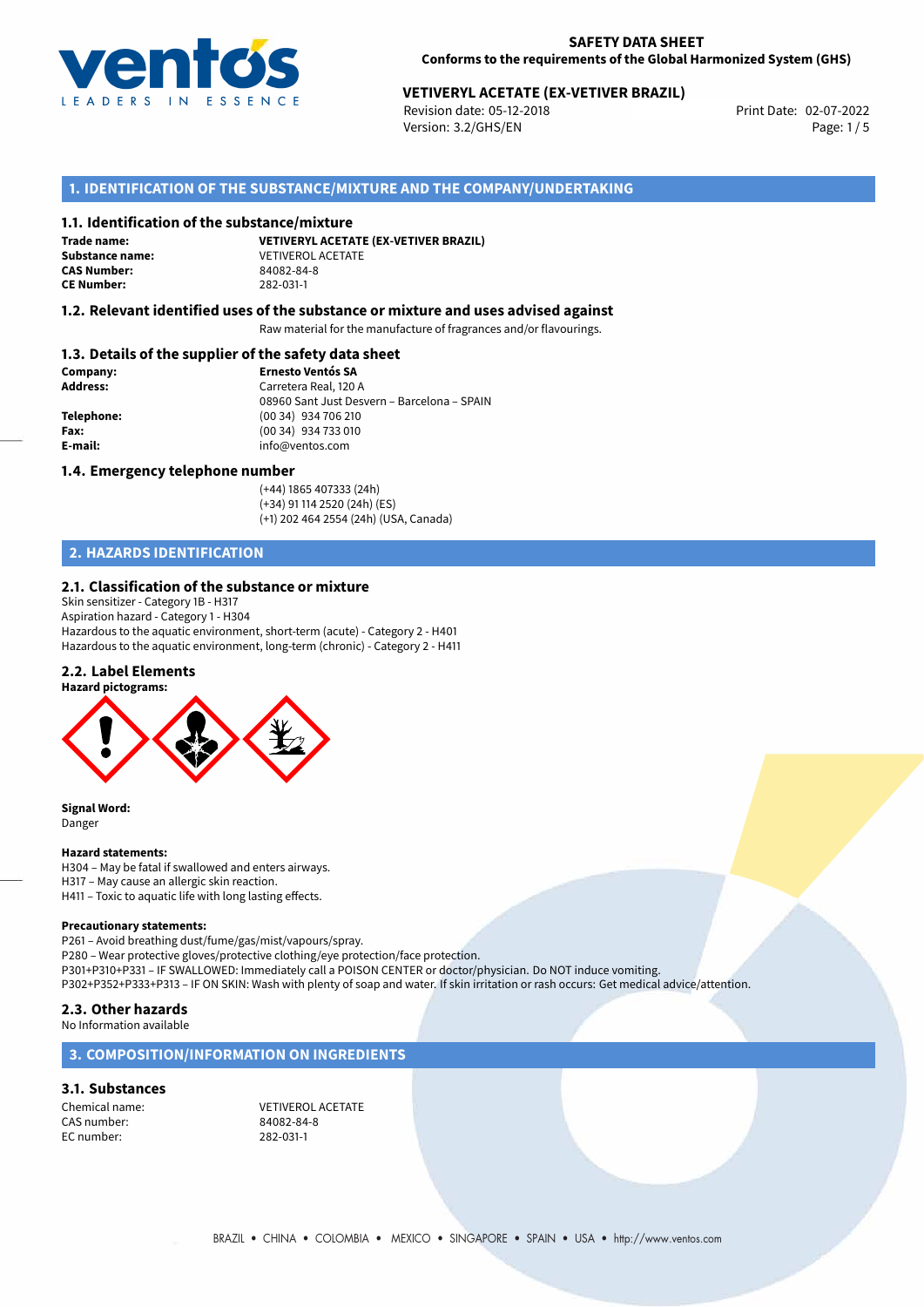**SAFETY DATA SHEET**
**Conforms to the requirements of the Global Harmonized System (GHS)**

**VETIVERYL ACETATE (EX-VETIVER BRAZIL)**
Revision date: 05-12-2018
Version: 3.2/GHS/EN
Print Date: 02-07-2022

## 1. IDENTIFICATION OF THE SUBSTANCE/MIXTURE AND THE COMPANY/UNDERTAKING

### 1.1. Identification of the substance/mixture

**Trade name:** **VETIVERYL ACETATE (EX-VETIVER BRAZIL)**
**Substance name:** VETIVEROL ACETATE
**CAS Number:** 84082-84-8
**CE Number:** 282-031-1

### 1.2. Relevant identified uses of the substance or mixture and uses advised against

Raw material for the manufacture of fragrances and/or flavourings.

### 1.3. Details of the supplier of the safety data sheet

**Company:** **Ernesto Ventós SA**
**Address:** Carretera Real, 120 A
08960 Sant Just Desvern – Barcelona – SPAIN
**Telephone:** (00 34) 934 706 210
**Fax:** (00 34) 934 733 010
**E-mail:** info@ventos.com

### 1.4. Emergency telephone number

(+44) 1865 407333 (24h)
(+34) 91 114 2520 (24h) (ES)
(+1) 202 464 2554 (24h) (USA, Canada)

## 2. HAZARDS IDENTIFICATION

### 2.1. Classification of the substance or mixture

Skin sensitizer - Category 1B - H317
Aspiration hazard - Category 1 - H304
Hazardous to the aquatic environment, short-term (acute) - Category 2 - H401
Hazardous to the aquatic environment, long-term (chronic) - Category 2 - H411

### 2.2. Label Elements

**Hazard pictograms:**

**Signal Word:**
Danger

**Hazard statements:**
H304 – May be fatal if swallowed and enters airways.
H317 – May cause an allergic skin reaction.
H411 – Toxic to aquatic life with long lasting effects.

**Precautionary statements:**
P261 – Avoid breathing dust/fume/gas/mist/vapours/spray.
P280 – Wear protective gloves/protective clothing/eye protection/face protection.
P301+P310+P331 – IF SWALLOWED: Immediately call a POISON CENTER or doctor/physician. Do NOT induce vomiting.
P302+P352+P333+P313 – IF ON SKIN: Wash with plenty of soap and water. If skin irritation or rash occurs: Get medical advice/attention.

### 2.3. Other hazards

No Information available

## 3. COMPOSITION/INFORMATION ON INGREDIENTS

### 3.1. Substances

Chemical name: VETIVEROL ACETATE
CAS number: 84082-84-8
EC number: 282-031-1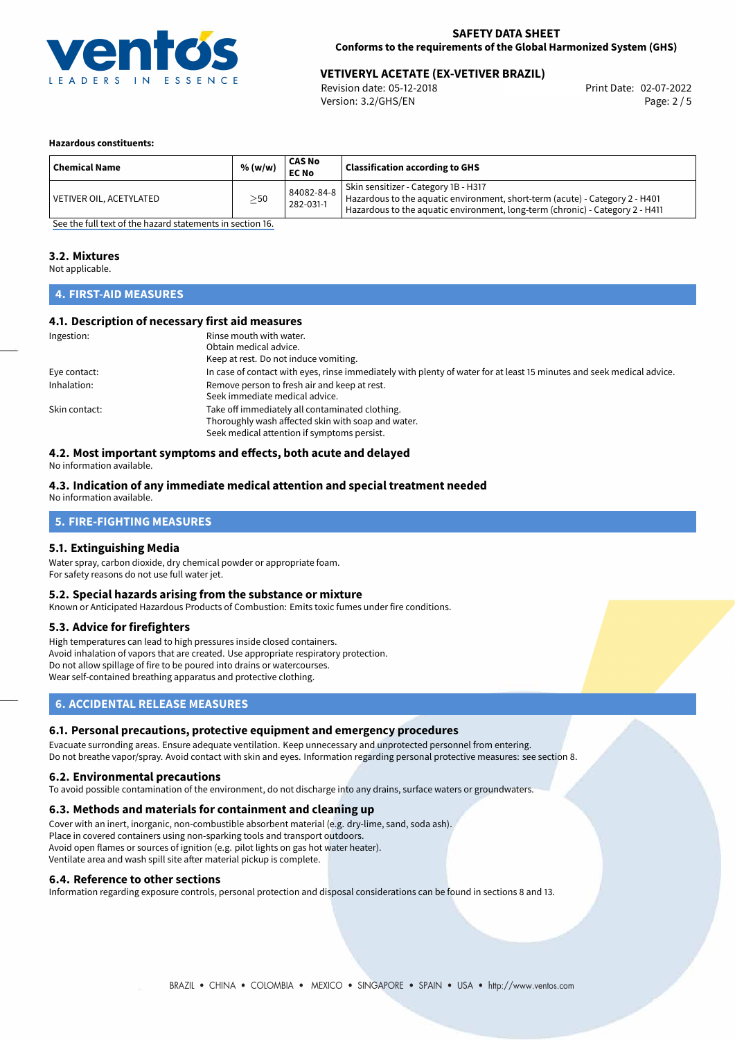**Hazardous constituents:**

| Chemical Name | % (w/w) | CAS No<br>EC No | Classification according to GHS |
|---|---|---|---|
| VETIVER OIL, ACETYLATED | ≥50 | 84082-84-8<br>282-031-1 | Skin sensitizer - Category 1B - H317<br>Hazardous to the aquatic environment, short-term (acute) - Category 2 - H401<br>Hazardous to the aquatic environment, long-term (chronic) - Category 2 - H411 |

See the full text of the hazard statements in section 16.

### 3.2. Mixtures

Not applicable.

## 4. FIRST-AID MEASURES

### 4.1. Description of necessary first aid measures

Ingestion: Rinse mouth with water.
Obtain medical advice.
Keep at rest. Do not induce vomiting.

Eye contact: In case of contact with eyes, rinse immediately with plenty of water for at least 15 minutes and seek medical advice.

Inhalation: Remove person to fresh air and keep at rest.
Seek immediate medical advice.

Skin contact: Take off immediately all contaminated clothing.
Thoroughly wash affected skin with soap and water.
Seek medical attention if symptoms persist.

### 4.2. Most important symptoms and effects, both acute and delayed

No information available.

### 4.3. Indication of any immediate medical attention and special treatment needed

No information available.

## 5. FIRE-FIGHTING MEASURES

### 5.1. Extinguishing Media

Water spray, carbon dioxide, dry chemical powder or appropriate foam.
For safety reasons do not use full water jet.

### 5.2. Special hazards arising from the substance or mixture

Known or Anticipated Hazardous Products of Combustion: Emits toxic fumes under fire conditions.

### 5.3. Advice for firefighters

High temperatures can lead to high pressures inside closed containers.
Avoid inhalation of vapors that are created. Use appropriate respiratory protection.
Do not allow spillage of fire to be poured into drains or watercourses.
Wear self-contained breathing apparatus and protective clothing.

## 6. ACCIDENTAL RELEASE MEASURES

### 6.1. Personal precautions, protective equipment and emergency procedures

Evacuate surronding areas. Ensure adequate ventilation. Keep unnecessary and unprotected personnel from entering.
Do not breathe vapor/spray. Avoid contact with skin and eyes. Information regarding personal protective measures: see section 8.

### 6.2. Environmental precautions

To avoid possible contamination of the environment, do not discharge into any drains, surface waters or groundwaters.

### 6.3. Methods and materials for containment and cleaning up

Cover with an inert, inorganic, non-combustible absorbent material (e.g. dry-lime, sand, soda ash).
Place in covered containers using non-sparking tools and transport outdoors.
Avoid open flames or sources of ignition (e.g. pilot lights on gas hot water heater).
Ventilate area and wash spill site after material pickup is complete.

### 6.4. Reference to other sections

Information regarding exposure controls, personal protection and disposal considerations can be found in sections 8 and 13.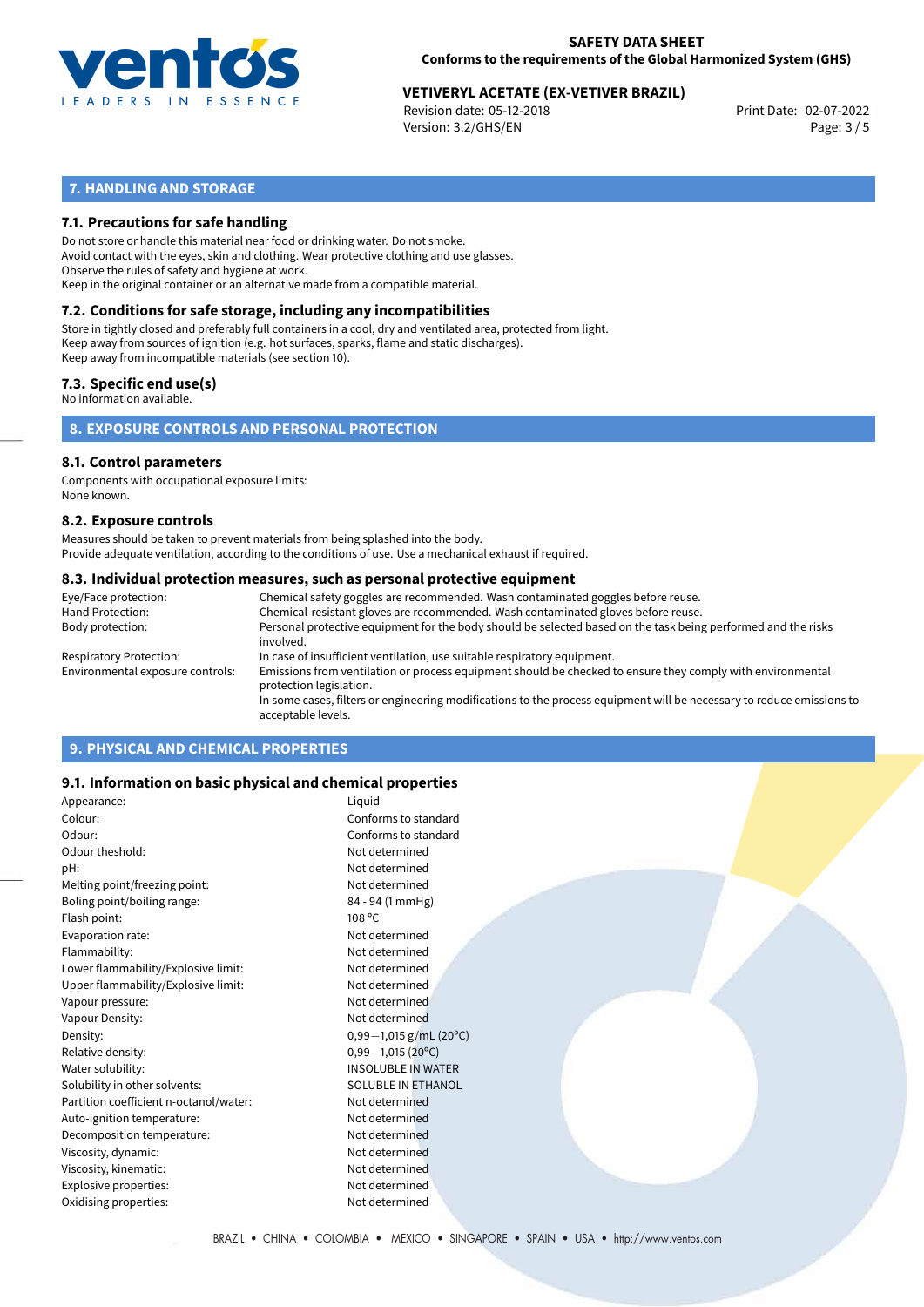## 7. HANDLING AND STORAGE

### 7.1. Precautions for safe handling

Do not store or handle this material near food or drinking water. Do not smoke.
Avoid contact with the eyes, skin and clothing. Wear protective clothing and use glasses.
Observe the rules of safety and hygiene at work.
Keep in the original container or an alternative made from a compatible material.

### 7.2. Conditions for safe storage, including any incompatibilities

Store in tightly closed and preferably full containers in a cool, dry and ventilated area, protected from light.
Keep away from sources of ignition (e.g. hot surfaces, sparks, flame and static discharges).
Keep away from incompatible materials (see section 10).

### 7.3. Specific end use(s)

No information available.

## 8. EXPOSURE CONTROLS AND PERSONAL PROTECTION

### 8.1. Control parameters

Components with occupational exposure limits:
None known.

### 8.2. Exposure controls

Measures should be taken to prevent materials from being splashed into the body.
Provide adequate ventilation, according to the conditions of use. Use a mechanical exhaust if required.

### 8.3. Individual protection measures, such as personal protective equipment

| | |
|---|---|
| Eye/Face protection: | Chemical safety goggles are recommended. Wash contaminated goggles before reuse. |
| Hand Protection: | Chemical-resistant gloves are recommended. Wash contaminated gloves before reuse. |
| Body protection: | Personal protective equipment for the body should be selected based on the task being performed and the risks involved. |
| Respiratory Protection: | In case of insufficient ventilation, use suitable respiratory equipment. |
| Environmental exposure controls: | Emissions from ventilation or process equipment should be checked to ensure they comply with environmental protection legislation.<br>In some cases, filters or engineering modifications to the process equipment will be necessary to reduce emissions to acceptable levels. |

## 9. PHYSICAL AND CHEMICAL PROPERTIES

### 9.1. Information on basic physical and chemical properties

| | |
|---|---|
| Appearance: | Liquid |
| Colour: | Conforms to standard |
| Odour: | Conforms to standard |
| Odour theshold: | Not determined |
| pH: | Not determined |
| Melting point/freezing point: | Not determined |
| Boling point/boiling range: | 84 - 94 (1 mmHg) |
| Flash point: | 108 °C |
| Evaporation rate: | Not determined |
| Flammability: | Not determined |
| Lower flammability/Explosive limit: | Not determined |
| Upper flammability/Explosive limit: | Not determined |
| Vapour pressure: | Not determined |
| Vapour Density: | Not determined |
| Density: | 0,99—1,015 g/mL (20°C) |
| Relative density: | 0,99—1,015 (20°C) |
| Water solubility: | INSOLUBLE IN WATER |
| Solubility in other solvents: | SOLUBLE IN ETHANOL |
| Partition coefficient n-octanol/water: | Not determined |
| Auto-ignition temperature: | Not determined |
| Decomposition temperature: | Not determined |
| Viscosity, dynamic: | Not determined |
| Viscosity, kinematic: | Not determined |
| Explosive properties: | Not determined |
| Oxidising properties: | Not determined |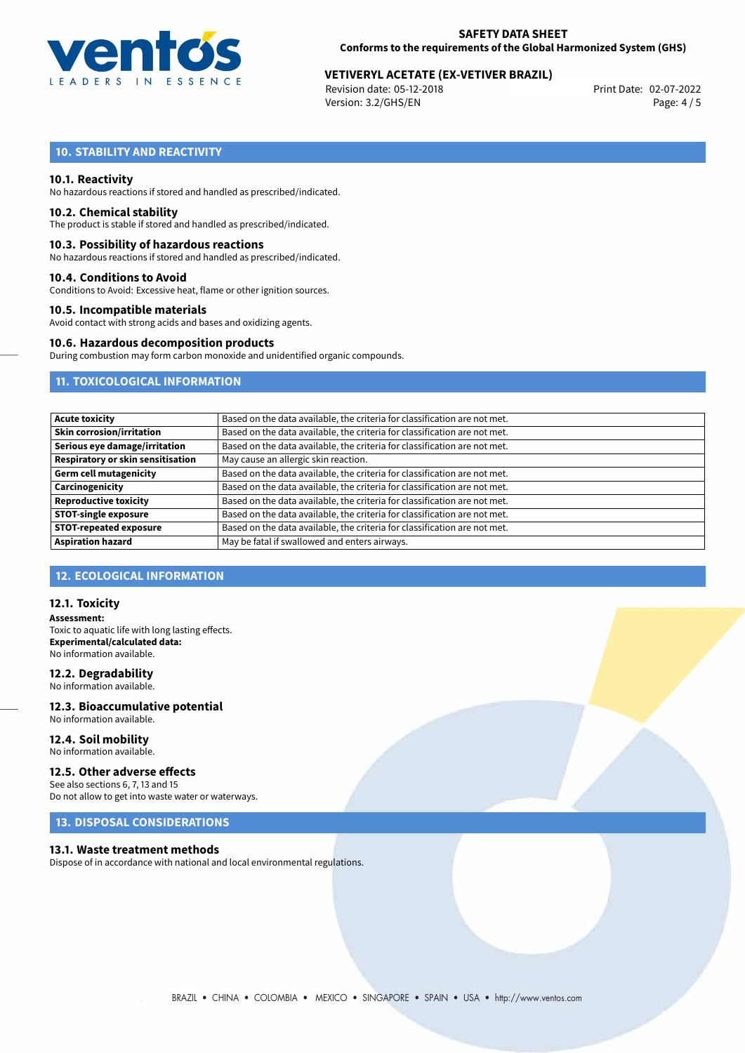## 10. STABILITY AND REACTIVITY

### 10.1. Reactivity

No hazardous reactions if stored and handled as prescribed/indicated.

### 10.2. Chemical stability

The product is stable if stored and handled as prescribed/indicated.

### 10.3. Possibility of hazardous reactions

No hazardous reactions if stored and handled as prescribed/indicated.

### 10.4. Conditions to Avoid

Conditions to Avoid: Excessive heat, flame or other ignition sources.

### 10.5. Incompatible materials

Avoid contact with strong acids and bases and oxidizing agents.

### 10.6. Hazardous decomposition products

During combustion may form carbon monoxide and unidentified organic compounds.

## 11. TOXICOLOGICAL INFORMATION

| | |
|---|---|
| **Acute toxicity** | Based on the data available, the criteria for classification are not met. |
| **Skin corrosion/irritation** | Based on the data available, the criteria for classification are not met. |
| **Serious eye damage/irritation** | Based on the data available, the criteria for classification are not met. |
| **Respiratory or skin sensitisation** | May cause an allergic skin reaction. |
| **Germ cell mutagenicity** | Based on the data available, the criteria for classification are not met. |
| **Carcinogenicity** | Based on the data available, the criteria for classification are not met. |
| **Reproductive toxicity** | Based on the data available, the criteria for classification are not met. |
| **STOT-single exposure** | Based on the data available, the criteria for classification are not met. |
| **STOT-repeated exposure** | Based on the data available, the criteria for classification are not met. |
| **Aspiration hazard** | May be fatal if swallowed and enters airways. |

## 12. ECOLOGICAL INFORMATION

### 12.1. Toxicity

**Assessment:**
Toxic to aquatic life with long lasting effects.
**Experimental/calculated data:**
No information available.

### 12.2. Degradability

No information available.

### 12.3. Bioaccumulative potential

No information available.

### 12.4. Soil mobility

No information available.

### 12.5. Other adverse effects

See also sections 6, 7, 13 and 15
Do not allow to get into waste water or waterways.

## 13. DISPOSAL CONSIDERATIONS

### 13.1. Waste treatment methods

Dispose of in accordance with national and local environmental regulations.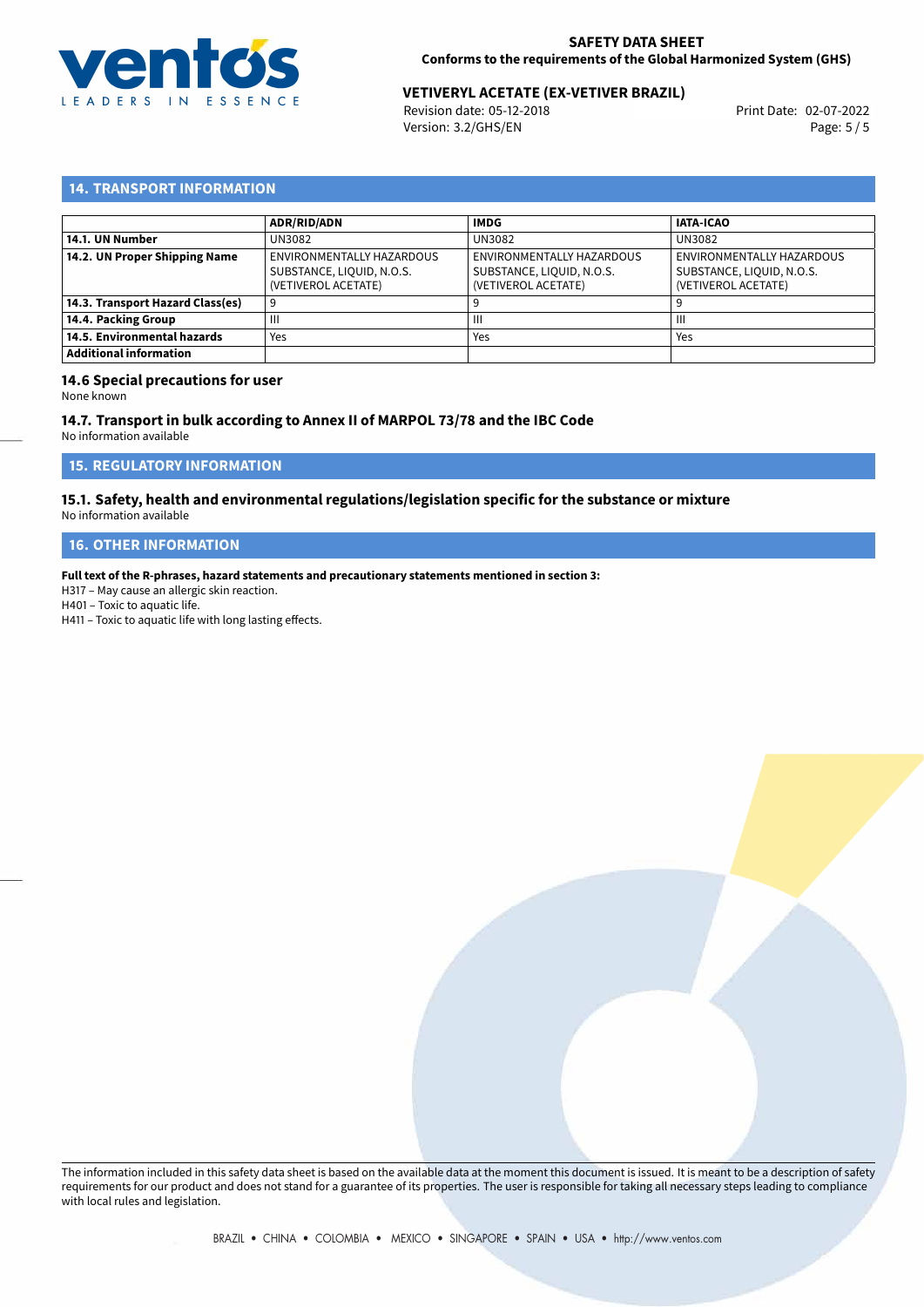## 14. TRANSPORT INFORMATION

| | ADR/RID/ADN | IMDG | IATA-ICAO |
|---|---|---|---|
| **14.1. UN Number** | UN3082 | UN3082 | UN3082 |
| **14.2. UN Proper Shipping Name** | ENVIRONMENTALLY HAZARDOUS SUBSTANCE, LIQUID, N.O.S. (VETIVEROL ACETATE) | ENVIRONMENTALLY HAZARDOUS SUBSTANCE, LIQUID, N.O.S. (VETIVEROL ACETATE) | ENVIRONMENTALLY HAZARDOUS SUBSTANCE, LIQUID, N.O.S. (VETIVEROL ACETATE) |
| **14.3. Transport Hazard Class(es)** | 9 | 9 | 9 |
| **14.4. Packing Group** | III | III | III |
| **14.5. Environmental hazards** | Yes | Yes | Yes |
| **Additional information** | | | |

### 14.6 Special precautions for user

None known

### 14.7. Transport in bulk according to Annex II of MARPOL 73/78 and the IBC Code

No information available

## 15. REGULATORY INFORMATION

### 15.1. Safety, health and environmental regulations/legislation specific for the substance or mixture

No information available

## 16. OTHER INFORMATION

**Full text of the R-phrases, hazard statements and precautionary statements mentioned in section 3:**

H317 – May cause an allergic skin reaction.
H401 – Toxic to aquatic life.
H411 – Toxic to aquatic life with long lasting effects.

The information included in this safety data sheet is based on the available data at the moment this document is issued. It is meant to be a description of safety requirements for our product and does not stand for a guarantee of its properties. The user is responsible for taking all necessary steps leading to compliance with local rules and legislation.